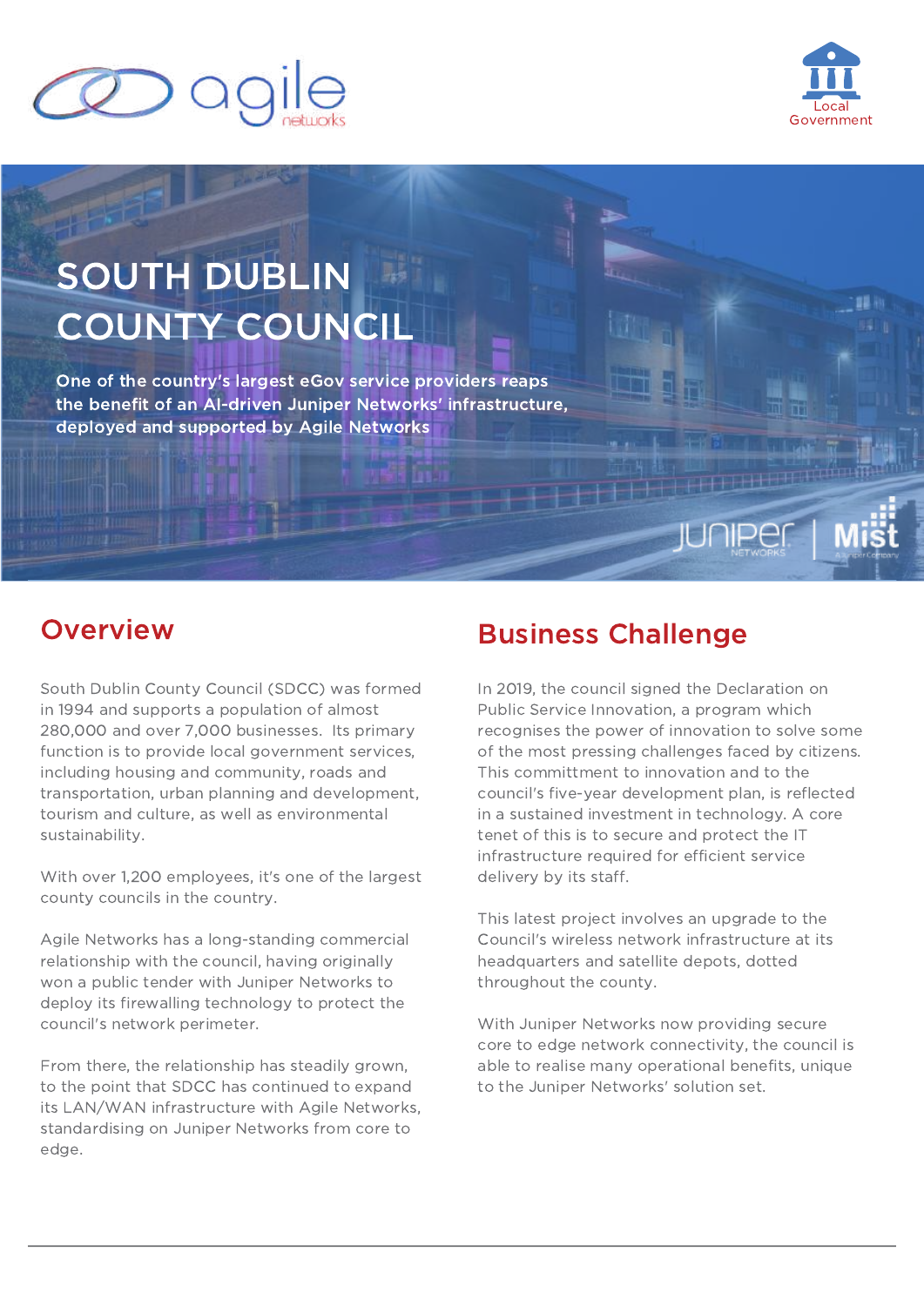Local Government

# SOUTH DUBLIN COUNTY COUNCIL

**One of the country's largest eGov service providers reaps the benefit of an AI-driven Juniper Networks' infrastructure, deployed and supported by Agile Networks**

## Overview

South Dublin County Council (SDCC) was formed in 1994 and supports a population of almost 280,000 and over 7,000 businesses. Its primary function is to provide local government services, including housing and community, roads and transportation, urban planning and development, tourism and culture, as well as environmental sustainability.

With over 1,200 employees, it's one of the largest county councils in the country.

Agile Networks has a long-standing commercial relationship with the council, having originally won a public tender with Juniper Networks to deploy its firewalling technology to protect the council's network perimeter.

From there, the relationship has steadily grown, to the point that SDCC has continued to expand its LAN/WAN infrastructure with Agile Networks, standardising on Juniper Networks from core to edge.

## Business Challenge

In 2019, the council signed the Declaration on Public Service Innovation, a program which recognises the power of innovation to solve some of the most pressing challenges faced by citizens. This committment to innovation and to the council's five-year development plan, is reflected in a sustained investment in technology. A core tenet of this is to secure and protect the IT infrastructure required for efficient service delivery by its staff.

This latest project involves an upgrade to the Council's wireless network infrastructure at its headquarters and satellite depots, dotted throughout the county.

With Juniper Networks now providing secure core to edge network connectivity, the council is able to realise many operational benefits, unique to the Juniper Networks' solution set.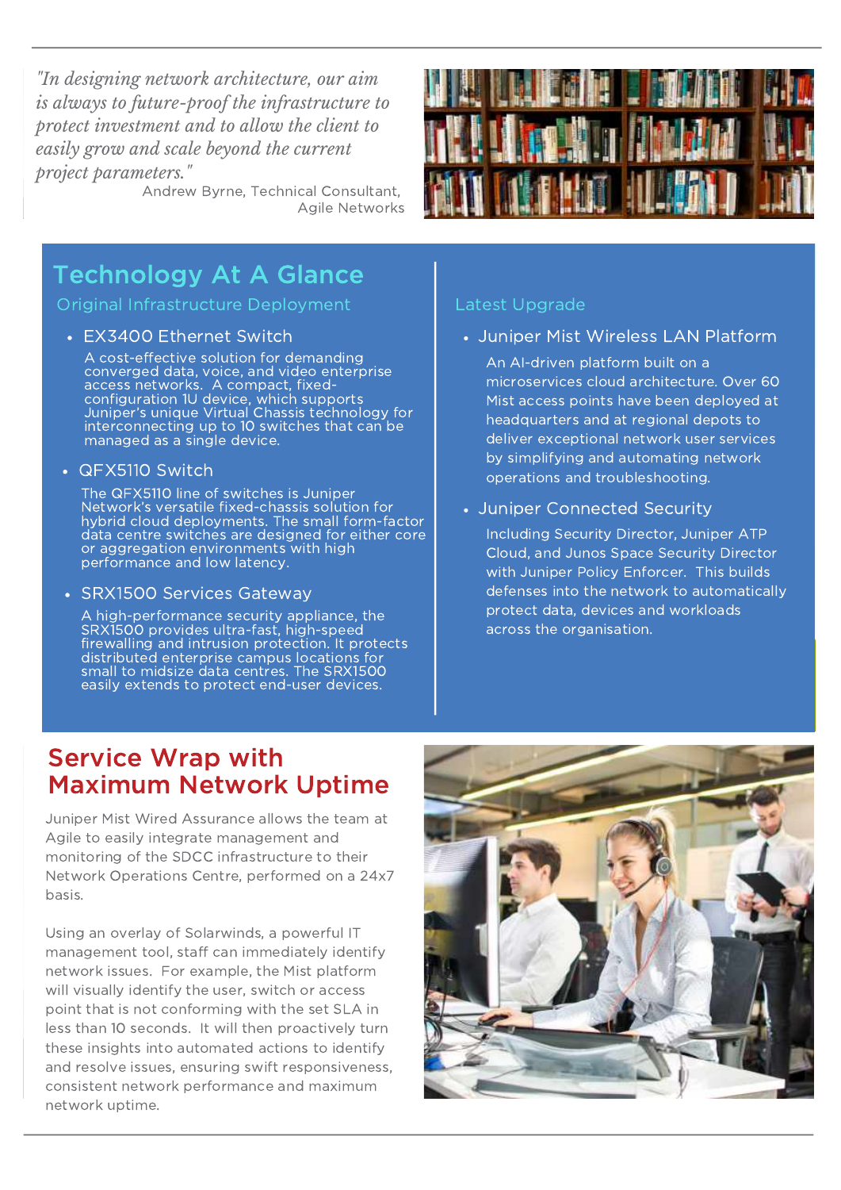*"In designing network architecture, our aim is always to future-proof the infrastructure to protect investment and to allow the client to easily grow and scale beyond the current project parameters."*

Andrew Byrne, Technical Consultant, Agile Networks

## Technology At A Glance

### Original Infrastructure Deployment

- **EX3400 Ethernet Switch**

  A cost-effective solution for demanding converged data, voice, and video enterprise access networks. A compact, fixed-configuration 1U device, which supports Juniper's unique Virtual Chassis technology for interconnecting up to 10 switches that can be managed as a single device.

- **QFX5110 Switch**

  The QFX5110 line of switches is Juniper Network's versatile fixed-chassis solution for hybrid cloud deployments. The small form-factor data centre switches are designed for either core or aggregation environments with high performance and low latency.

- **SRX1500 Services Gateway**

  A high-performance security appliance, the SRX1500 provides ultra-fast, high-speed firewalling and intrusion protection. It protects distributed enterprise campus locations for small to midsize data centres. The SRX1500 easily extends to protect end-user devices.

### Latest Upgrade

- **Juniper Mist Wireless LAN Platform**

  An AI-driven platform built on a microservices cloud architecture. Over 60 Mist access points have been deployed at headquarters and at regional depots to deliver exceptional network user services by simplifying and automating network operations and troubleshooting.

- **Juniper Connected Security**

  Including Security Director, Juniper ATP Cloud, and Junos Space Security Director with Juniper Policy Enforcer. This builds defenses into the network to automatically protect data, devices and workloads across the organisation.

## Service Wrap with Maximum Network Uptime

Juniper Mist Wired Assurance allows the team at Agile to easily integrate management and monitoring of the SDCC infrastructure to their Network Operations Centre, performed on a 24x7 basis.

Using an overlay of Solarwinds, a powerful IT management tool, staff can immediately identify network issues. For example, the Mist platform will visually identify the user, switch or access point that is not conforming with the set SLA in less than 10 seconds. It will then proactively turn these insights into automated actions to identify and resolve issues, ensuring swift responsiveness, consistent network performance and maximum network uptime.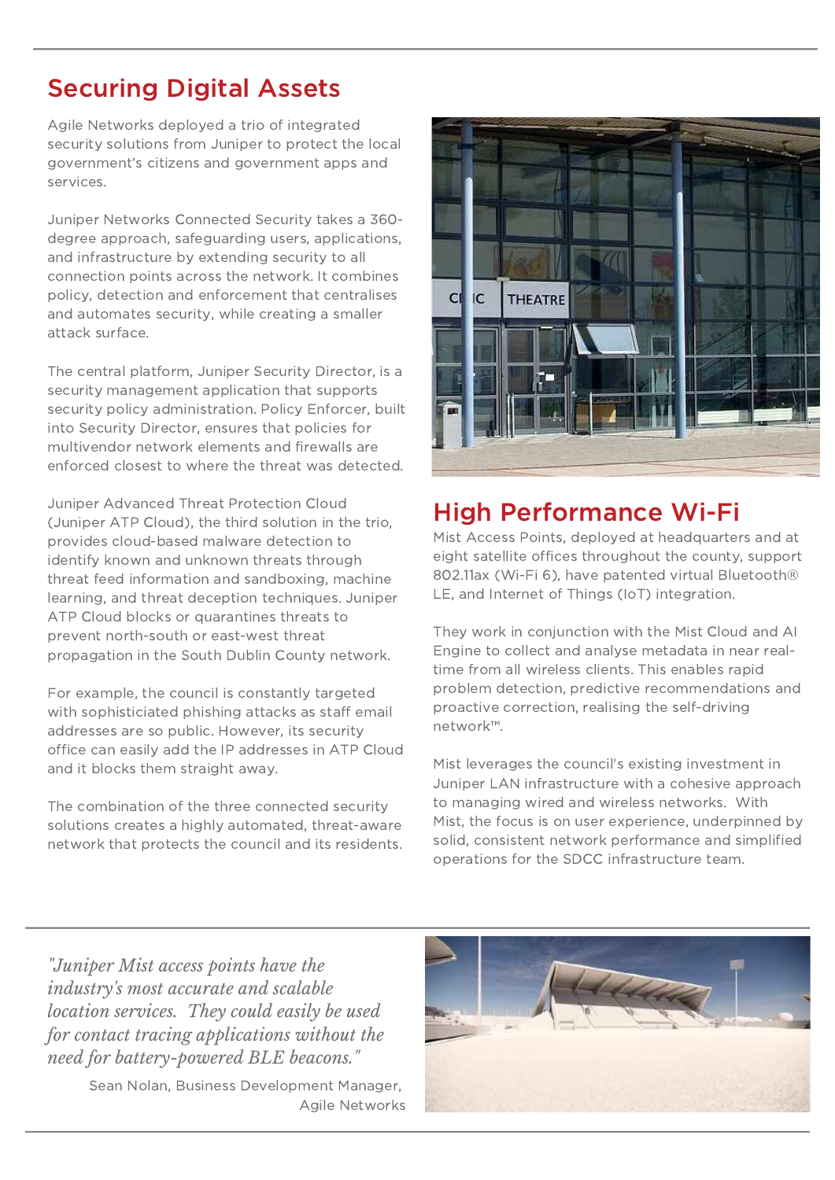## Securing Digital Assets

Agile Networks deployed a trio of integrated security solutions from Juniper to protect the local government's citizens and government apps and services.

Juniper Networks Connected Security takes a 360-degree approach, safeguarding users, applications, and infrastructure by extending security to all connection points across the network. It combines policy, detection and enforcement that centralises and automates security, while creating a smaller attack surface.

The central platform, Juniper Security Director, is a security management application that supports security policy administration. Policy Enforcer, built into Security Director, ensures that policies for multivendor network elements and firewalls are enforced closest to where the threat was detected.

Juniper Advanced Threat Protection Cloud (Juniper ATP Cloud), the third solution in the trio, provides cloud-based malware detection to identify known and unknown threats through threat feed information and sandboxing, machine learning, and threat deception techniques. Juniper ATP Cloud blocks or quarantines threats to prevent north-south or east-west threat propagation in the South Dublin County network.

For example, the council is constantly targeted with sophisticated phishing attacks as staff email addresses are so public. However, its security office can easily add the IP addresses in ATP Cloud and it blocks them straight away.

The combination of the three connected security solutions creates a highly automated, threat-aware network that protects the council and its residents.

## High Performance Wi-Fi

Mist Access Points, deployed at headquarters and at eight satellite offices throughout the county, support 802.11ax (Wi-Fi 6), have patented virtual Bluetooth® LE, and Internet of Things (IoT) integration.

They work in conjunction with the Mist Cloud and AI Engine to collect and analyse metadata in near real-time from all wireless clients. This enables rapid problem detection, predictive recommendations and proactive correction, realising the self-driving network™.

Mist leverages the council's existing investment in Juniper LAN infrastructure with a cohesive approach to managing wired and wireless networks. With Mist, the focus is on user experience, underpinned by solid, consistent network performance and simplified operations for the SDCC infrastructure team.

*"Juniper Mist access points have the industry's most accurate and scalable location services. They could easily be used for contact tracing applications without the need for battery-powered BLE beacons."*

Sean Nolan, Business Development Manager, Agile Networks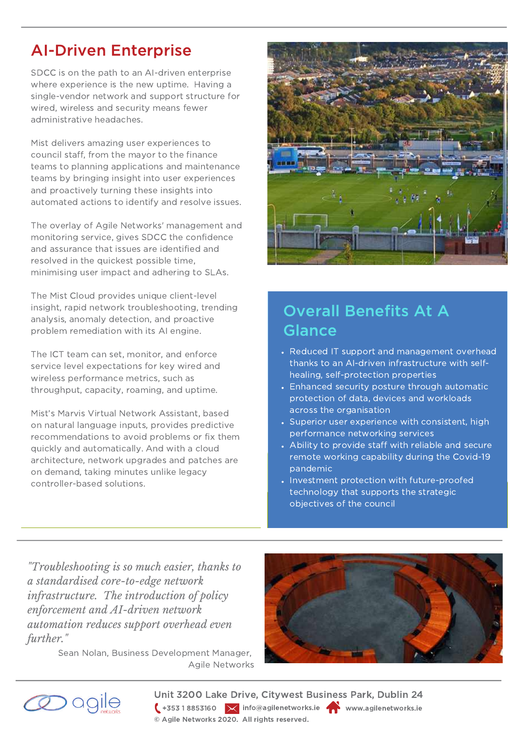## AI-Driven Enterprise

SDCC is on the path to an AI-driven enterprise where experience is the new uptime. Having a single-vendor network and support structure for wired, wireless and security means fewer administrative headaches.

Mist delivers amazing user experiences to council staff, from the mayor to the finance teams to planning applications and maintenance teams by bringing insight into user experiences and proactively turning these insights into automated actions to identify and resolve issues.

The overlay of Agile Networks' management and monitoring service, gives SDCC the confidence and assurance that issues are identified and resolved in the quickest possible time, minimising user impact and adhering to SLAs.

The Mist Cloud provides unique client-level insight, rapid network troubleshooting, trending analysis, anomaly detection, and proactive problem remediation with its AI engine.

The ICT team can set, monitor, and enforce service level expectations for key wired and wireless performance metrics, such as throughput, capacity, roaming, and uptime.

Mist's Marvis Virtual Network Assistant, based on natural language inputs, provides predictive recommendations to avoid problems or fix them quickly and automatically. And with a cloud architecture, network upgrades and patches are on demand, taking minutes unlike legacy controller-based solutions.

## Overall Benefits At A Glance

- Reduced IT support and management overhead thanks to an AI-driven infrastructure with self-healing, self-protection properties
- Enhanced security posture through automatic protection of data, devices and workloads across the organisation
- Superior user experience with consistent, high performance networking services
- Ability to provide staff with reliable and secure remote working capability during the Covid-19 pandemic
- Investment protection with future-proofed technology that supports the strategic objectives of the council

*"Troubleshooting is so much easier, thanks to a standardised core-to-edge network infrastructure. The introduction of policy enforcement and AI-driven network automation reduces support overhead even further."*

Sean Nolan, Business Development Manager, Agile Networks

agile networks

Unit 3200 Lake Drive, Citywest Business Park, Dublin 24

+353 1 8853160 info@agilenetworks.ie www.agilenetworks.ie

© Agile Networks 2020. All rights reserved.